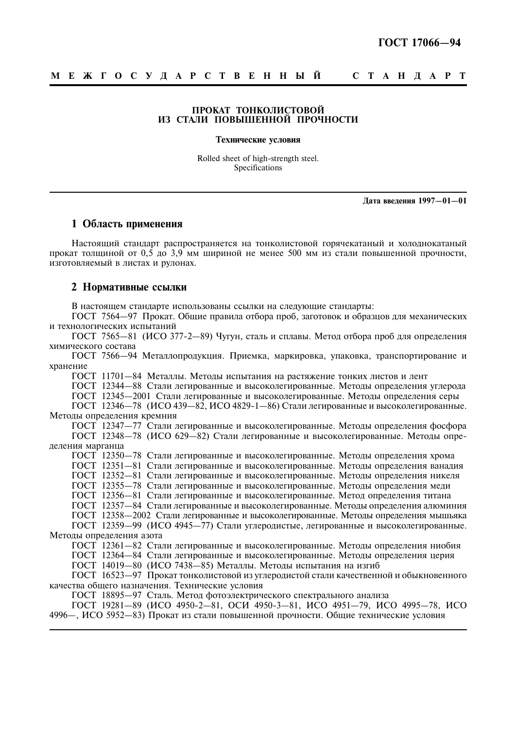**ГОСТ 17066—94**

**М Е Ж Г О С У Д А Р С Т В Е Н Н Ы Й   С Т А Н Д А Р Т**

# ПРОКАТ ТОНКОЛИСТОВОЙ ИЗ СТАЛИ ПОВЫШЕННОЙ ПРОЧНОСТИ

**Технические условия**

Rolled sheet of high-strength steel.
Specifications

**Дата введения 1997—01—01**

## 1 Область применения

Настоящий стандарт распространяется на тонколистовой горячекатаный и холоднокатаный прокат толщиной от 0,5 до 3,9 мм шириной не менее 500 мм из стали повышенной прочности, изготовляемый в листах и рулонах.

## 2 Нормативные ссылки

В настоящем стандарте использованы ссылки на следующие стандарты:

ГОСТ 7564—97 Прокат. Общие правила отбора проб, заготовок и образцов для механических и технологических испытаний

ГОСТ 7565—81 (ИСО 377-2—89) Чугун, сталь и сплавы. Метод отбора проб для определения химического состава

ГОСТ 7566—94 Металлопродукция. Приемка, маркировка, упаковка, транспортирование и хранение

ГОСТ 11701—84 Металлы. Методы испытания на растяжение тонких листов и лент

ГОСТ 12344—88 Стали легированные и высоколегированные. Методы определения углерода

ГОСТ 12345—2001 Стали легированные и высоколегированные. Методы определения серы

ГОСТ 12346—78 (ИСО 439—82, ИСО 4829-1—86) Стали легированные и высоколегированные. Методы определения кремния

ГОСТ 12347—77 Стали легированные и высоколегированные. Методы определения фосфора

ГОСТ 12348—78 (ИСО 629—82) Стали легированные и высоколегированные. Методы определения марганца

ГОСТ 12350—78 Стали легированные и высоколегированные. Методы определения хрома

ГОСТ 12351—81 Стали легированные и высоколегированные. Методы определения ванадия

ГОСТ 12352—81 Стали легированные и высоколегированные. Методы определения никеля

ГОСТ 12355—78 Стали легированные и высоколегированные. Методы определения меди

ГОСТ 12356—81 Стали легированные и высоколегированные. Метод определения титана

ГОСТ 12357—84 Стали легированные и высоколегированные. Методы определения алюминия

ГОСТ 12358—2002 Стали легированные и высоколегированные. Методы определения мышьяка

ГОСТ 12359—99 (ИСО 4945—77) Стали углеродистые, легированные и высоколегированные. Методы определения азота

ГОСТ 12361—82 Стали легированные и высоколегированные. Методы определения ниобия

ГОСТ 12364—84 Стали легированные и высоколегированные. Методы определения церия

ГОСТ 14019—80 (ИСО 7438—85) Металлы. Методы испытания на изгиб

ГОСТ 16523—97 Прокат тонколистовой из углеродистой стали качественной и обыкновенного качества общего назначения. Технические условия

ГОСТ 18895—97 Сталь. Метод фотоэлектрического спектрального анализа

ГОСТ 19281—89 (ИСО 4950-2—81, ОСИ 4950-3—81, ИСО 4951—79, ИСО 4995—78, ИСО 4996—, ИСО 5952—83) Прокат из стали повышенной прочности. Общие технические условия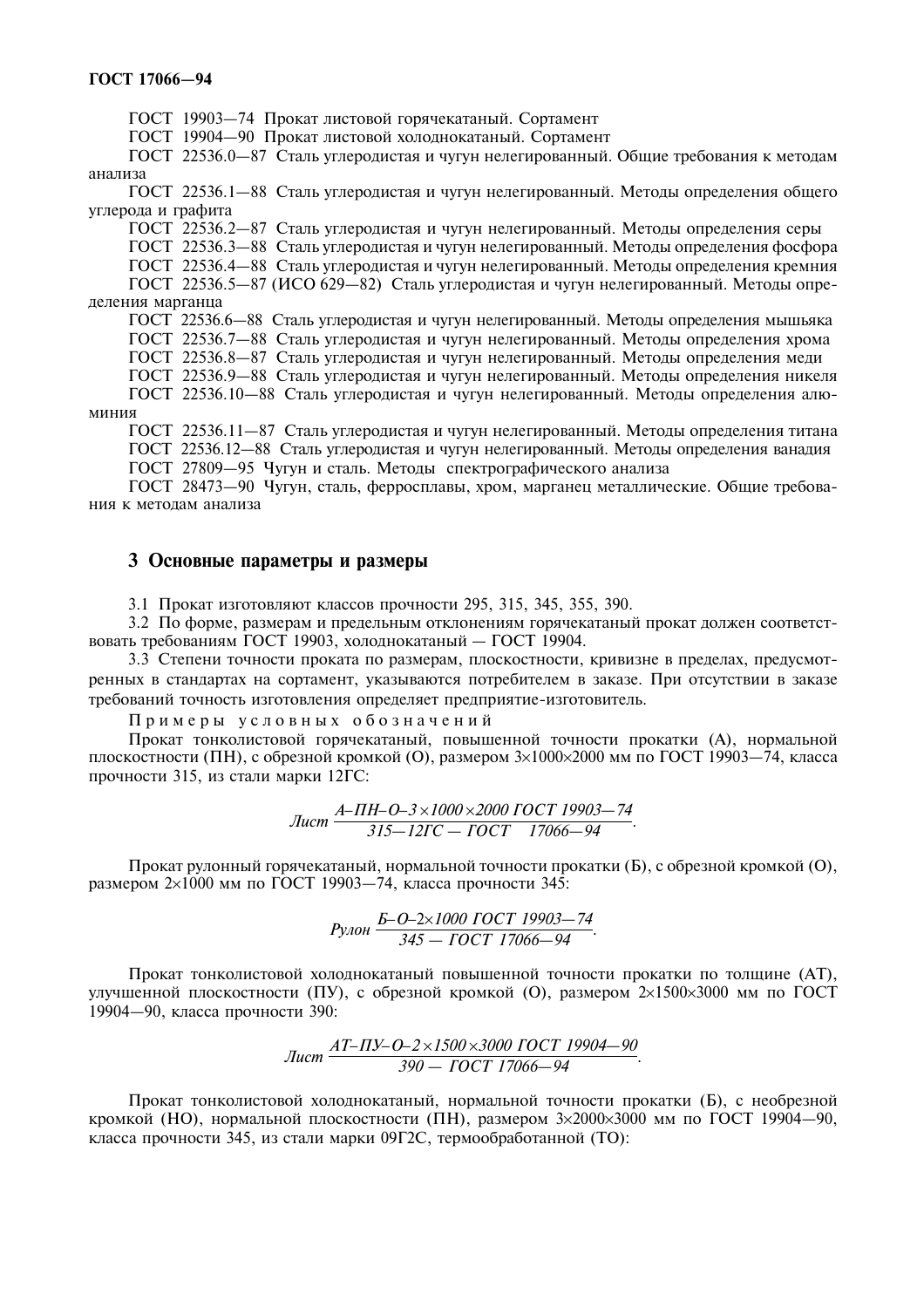ГОСТ 19903—74 Прокат листовой горячекатаный. Сортамент

ГОСТ 19904—90 Прокат листовой холоднокатаный. Сортамент

ГОСТ 22536.0—87 Сталь углеродистая и чугун нелегированный. Общие требования к методам анализа

ГОСТ 22536.1—88 Сталь углеродистая и чугун нелегированный. Методы определения общего углерода и графита

ГОСТ 22536.2—87 Сталь углеродистая и чугун нелегированный. Методы определения серы

ГОСТ 22536.3—88 Сталь углеродистая и чугун нелегированный. Методы определения фосфора

ГОСТ 22536.4—88 Сталь углеродистая и чугун нелегированный. Методы определения кремния

ГОСТ 22536.5—87 (ИСО 629—82) Сталь углеродистая и чугун нелегированный. Методы определения марганца

ГОСТ 22536.6—88 Сталь углеродистая и чугун нелегированный. Методы определения мышьяка

ГОСТ 22536.7—88 Сталь углеродистая и чугун нелегированный. Методы определения хрома

ГОСТ 22536.8—87 Сталь углеродистая и чугун нелегированный. Методы определения меди

ГОСТ 22536.9—88 Сталь углеродистая и чугун нелегированный. Методы определения никеля

ГОСТ 22536.10—88 Сталь углеродистая и чугун нелегированный. Методы определения алюминия

ГОСТ 22536.11—87 Сталь углеродистая и чугун нелегированный. Методы определения титана

ГОСТ 22536.12—88 Сталь углеродистая и чугун нелегированный. Методы определения ванадия

ГОСТ 27809—95 Чугун и сталь. Методы спектрографического анализа

ГОСТ 28473—90 Чугун, сталь, ферросплавы, хром, марганец металлические. Общие требования к методам анализа

## 3 Основные параметры и размеры

3.1 Прокат изготовляют классов прочности 295, 315, 345, 355, 390.

3.2 По форме, размерам и предельным отклонениям горячекатаный прокат должен соответствовать требованиям ГОСТ 19903, холоднокатаный — ГОСТ 19904.

3.3 Степени точности проката по размерам, плоскостности, кривизне в пределах, предусмотренных в стандартах на сортамент, указываются потребителем в заказе. При отсутствии в заказе требований точность изготовления определяет предприятие-изготовитель.

Примеры условных обозначений

Прокат тонколистовой горячекатаный, повышенной точности прокатки (А), нормальной плоскостности (ПН), с обрезной кромкой (О), размером 3×1000×2000 мм по ГОСТ 19903—74, класса прочности 315, из стали марки 12ГС:

$$\text{Лист}\ \frac{\textit{А–ПН–О–}3\times1000\times2000\ \textit{ГОСТ 19903—74}}{\textit{315—12ГС — ГОСТ 17066—94}}.$$

Прокат рулонный горячекатаный, нормальной точности прокатки (Б), с обрезной кромкой (О), размером 2×1000 мм по ГОСТ 19903—74, класса прочности 345:

$$\text{Рулон}\ \frac{\textit{Б–О–}2\times1000\ \textit{ГОСТ 19903—74}}{\textit{345 — ГОСТ 17066—94}}.$$

Прокат тонколистовой холоднокатаный повышенной точности прокатки по толщине (АТ), улучшенной плоскостности (ПУ), с обрезной кромкой (О), размером 2×1500×3000 мм по ГОСТ 19904—90, класса прочности 390:

$$\text{Лист}\ \frac{\textit{АТ–ПУ–О–}2\times1500\times3000\ \textit{ГОСТ 19904—90}}{\textit{390 — ГОСТ 17066—94}}.$$

Прокат тонколистовой холоднокатаный, нормальной точности прокатки (Б), с необрезной кромкой (НО), нормальной плоскостности (ПН), размером 3×2000×3000 мм по ГОСТ 19904—90, класса прочности 345, из стали марки 09Г2С, термообработанной (ТО):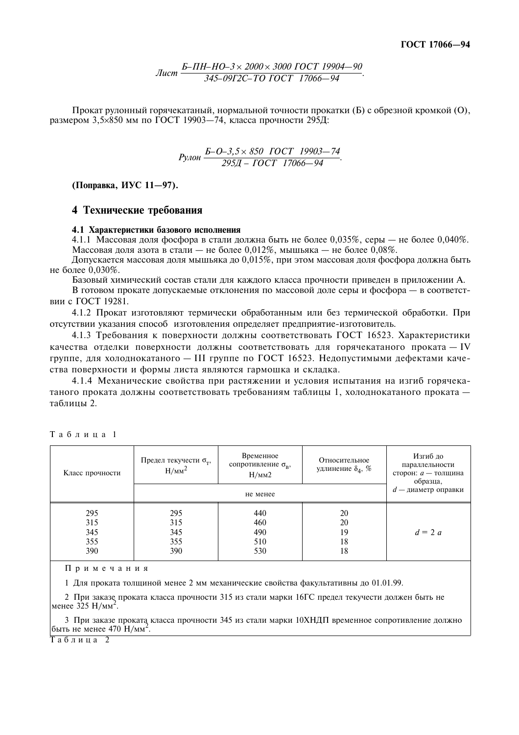$$Лист \frac{Б–ПН–НО–3 \times 2000 \times 3000 \ ГОСТ \ 19904—90}{345–09Г2С–ТО \ ГОСТ \ 17066—94}.$$

Прокат рулонный горячекатаный, нормальной точности прокатки (Б) с обрезной кромкой (О), размером 3,5×850 мм по ГОСТ 19903—74, класса прочности 295Д:

$$Рулон \frac{Б–О–3,5 \times 850 \ ГОСТ \ 19903—74}{295Д – ГОСТ \ 17066—94}.$$

**(Поправка, ИУС 11—97).**

## 4 Технические требования

**4.1 Характеристики базового исполнения**

4.1.1 Массовая доля фосфора в стали должна быть не более 0,035%, серы — не более 0,040%. Массовая доля азота в стали — не более 0,012%, мышьяка — не более 0,08%.

Допускается массовая доля мышьяка до 0,015%, при этом массовая доля фосфора должна быть не более 0,030%.

Базовый химический состав стали для каждого класса прочности приведен в приложении А.

В готовом прокате допускаемые отклонения по массовой доле серы и фосфора — в соответствии с ГОСТ 19281.

4.1.2 Прокат изготовляют термически обработанным или без термической обработки. При отсутствии указания способ изготовления определяет предприятие-изготовитель.

4.1.3 Требования к поверхности должны соответствовать ГОСТ 16523. Характеристики качества отделки поверхности должны соответствовать для горячекатаного проката — IV группе, для холоднокатаного — III группе по ГОСТ 16523. Недопустимыми дефектами качества поверхности и формы листа являются гармошка и складка.

4.1.4 Механические свойства при растяжении и условия испытания на изгиб горячекатаного проката должны соответствовать требованиям таблицы 1, холоднокатаного проката — таблицы 2.

Таблица 1

| Класс прочности | Предел текучести $\sigma_т$, Н/мм$^2$ | Временное сопротивление $\sigma_в$, Н/мм2 | Относительное удлинение $\delta_4$, % | Изгиб до параллельности сторон: $a$ — толщина образца, $d$ — диаметр оправки |
|---|---|---|---|---|
| | не менее | | | |
| 295 | 295 | 440 | 20 | $d = 2a$ |
| 315 | 315 | 460 | 20 | |
| 345 | 345 | 490 | 19 | |
| 355 | 355 | 510 | 18 | |
| 390 | 390 | 530 | 18 | |

Примечания

1 Для проката толщиной менее 2 мм механические свойства факультативны до 01.01.99.

2 При заказе проката класса прочности 315 из стали марки 16ГС предел текучести должен быть не менее 325 Н/мм$^2$.

3 При заказе проката класса прочности 345 из стали марки 10ХНДП временное сопротивление должно быть не менее 470 Н/мм$^2$.

Таблица 2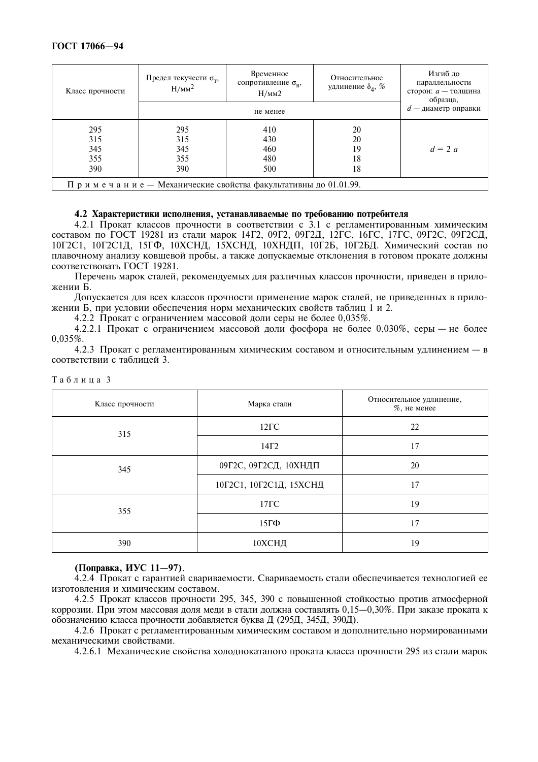| Класс прочности | Предел текучести $\sigma_т$, Н/мм$^2$ | Временное сопротивление $\sigma_в$, Н/мм2 | Относительное удлинение $\delta_4$, % | Изгиб до параллельности сторон: *a* — толщина образца, *d* — диаметр оправки |
|---|---|---|---|---|
| | не менее | | | |
| 295 | 295 | 410 | 20 | $d = 2\ a$ |
| 315 | 315 | 430 | 20 | |
| 345 | 345 | 460 | 19 | |
| 355 | 355 | 480 | 18 | |
| 390 | 390 | 500 | 18 | |
| Примечание — Механические свойства факультативны до 01.01.99. | | | | |

**4.2 Характеристики исполнения, устанавливаемые по требованию потребителя**

4.2.1 Прокат классов прочности в соответствии с 3.1 с регламентированным химическим составом по ГОСТ 19281 из стали марок 14Г2, 09Г2, 09Г2Д, 12ГС, 16ГС, 17ГС, 09Г2С, 09Г2СД, 10Г2С1, 10Г2С1Д, 15ГФ, 10ХСНД, 15ХСНД, 10ХНДП, 10Г2Б, 10Г2БД. Химический состав по плавочному анализу ковшевой пробы, а также допускаемые отклонения в готовом прокате должны соответствовать ГОСТ 19281.

Перечень марок сталей, рекомендуемых для различных классов прочности, приведен в приложении Б.

Допускается для всех классов прочности применение марок сталей, не приведенных в приложении Б, при условии обеспечения норм механических свойств таблиц 1 и 2.

4.2.2 Прокат с ограничением массовой доли серы не более 0,035%.

4.2.2.1 Прокат с ограничением массовой доли фосфора не более 0,030%, серы — не более 0,035%.

4.2.3 Прокат с регламентированным химическим составом и относительным удлинением — в соответствии с таблицей 3.

Таблица 3

| Класс прочности | Марка стали | Относительное удлинение, %, не менее |
|---|---|---|
| 315 | 12ГС | 22 |
| | 14Г2 | 17 |
| 345 | 09Г2С, 09Г2СД, 10ХНДП | 20 |
| | 10Г2С1, 10Г2С1Д, 15ХСНД | 17 |
| 355 | 17ГС | 19 |
| | 15ГФ | 17 |
| 390 | 10ХСНД | 19 |

**(Поправка, ИУС 11—97)**.

4.2.4 Прокат с гарантией свариваемости. Свариваемость стали обеспечивается технологией ее изготовления и химическим составом.

4.2.5 Прокат классов прочности 295, 345, 390 с повышенной стойкостью против атмосферной коррозии. При этом массовая доля меди в стали должна составлять 0,15—0,30%. При заказе проката к обозначению класса прочности добавляется буква Д (295Д, 345Д, 390Д).

4.2.6 Прокат с регламентированным химическим составом и дополнительно нормированными механическими свойствами.

4.2.6.1 Механические свойства холоднокатаного проката класса прочности 295 из стали марок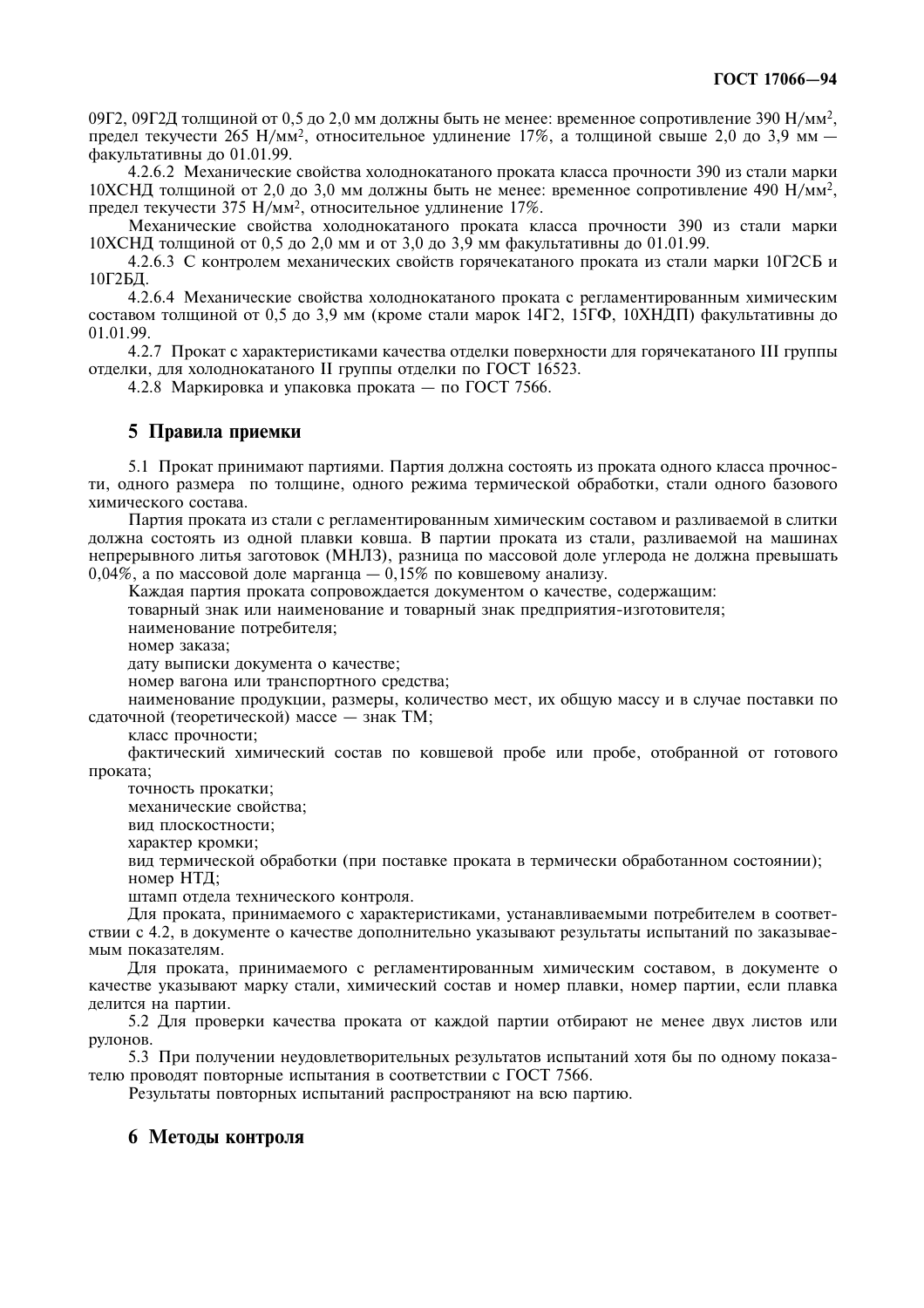09Г2, 09Г2Д толщиной от 0,5 до 2,0 мм должны быть не менее: временное сопротивление 390 Н/мм$^2$, предел текучести 265 Н/мм$^2$, относительное удлинение 17%, а толщиной свыше 2,0 до 3,9 мм — факультативны до 01.01.99.

4.2.6.2 Механические свойства холоднокатаного проката класса прочности 390 из стали марки 10ХСНД толщиной от 2,0 до 3,0 мм должны быть не менее: временное сопротивление 490 Н/мм$^2$, предел текучести 375 Н/мм$^2$, относительное удлинение 17%.

Механические свойства холоднокатаного проката класса прочности 390 из стали марки 10ХСНД толщиной от 0,5 до 2,0 мм и от 3,0 до 3,9 мм факультативны до 01.01.99.

4.2.6.3 С контролем механических свойств горячекатаного проката из стали марки 10Г2СБ и 10Г2БД.

4.2.6.4 Механические свойства холоднокатаного проката с регламентированным химическим составом толщиной от 0,5 до 3,9 мм (кроме стали марок 14Г2, 15ГФ, 10ХНДП) факультативны до 01.01.99.

4.2.7 Прокат с характеристиками качества отделки поверхности для горячекатаного III группы отделки, для холоднокатаного II группы отделки по ГОСТ 16523.

4.2.8 Маркировка и упаковка проката — по ГОСТ 7566.

## 5 Правила приемки

5.1 Прокат принимают партиями. Партия должна состоять из проката одного класса прочности, одного размера по толщине, одного режима термической обработки, стали одного базового химического состава.

Партия проката из стали с регламентированным химическим составом и разливаемой в слитки должна состоять из одной плавки ковша. В партии проката из стали, разливаемой на машинах непрерывного литья заготовок (МНЛЗ), разница по массовой доле углерода не должна превышать 0,04%, а по массовой доле марганца — 0,15% по ковшевому анализу.

Каждая партия проката сопровождается документом о качестве, содержащим:

товарный знак или наименование и товарный знак предприятия-изготовителя;

наименование потребителя;

номер заказа;

дату выписки документа о качестве;

номер вагона или транспортного средства;

наименование продукции, размеры, количество мест, их общую массу и в случае поставки по сдаточной (теоретической) массе — знак ТМ;

класс прочности;

фактический химический состав по ковшевой пробе или пробе, отобранной от готового проката;

точность прокатки;

механические свойства;

вид плоскостности;

характер кромки;

вид термической обработки (при поставке проката в термически обработанном состоянии);

номер НТД;

штамп отдела технического контроля.

Для проката, принимаемого с характеристиками, устанавливаемыми потребителем в соответствии с 4.2, в документе о качестве дополнительно указывают результаты испытаний по заказываемым показателям.

Для проката, принимаемого с регламентированным химическим составом, в документе о качестве указывают марку стали, химический состав и номер плавки, номер партии, если плавка делится на партии.

5.2 Для проверки качества проката от каждой партии отбирают не менее двух листов или рулонов.

5.3 При получении неудовлетворительных результатов испытаний хотя бы по одному показателю проводят повторные испытания в соответствии с ГОСТ 7566.

Результаты повторных испытаний распространяют на всю партию.

## 6 Методы контроля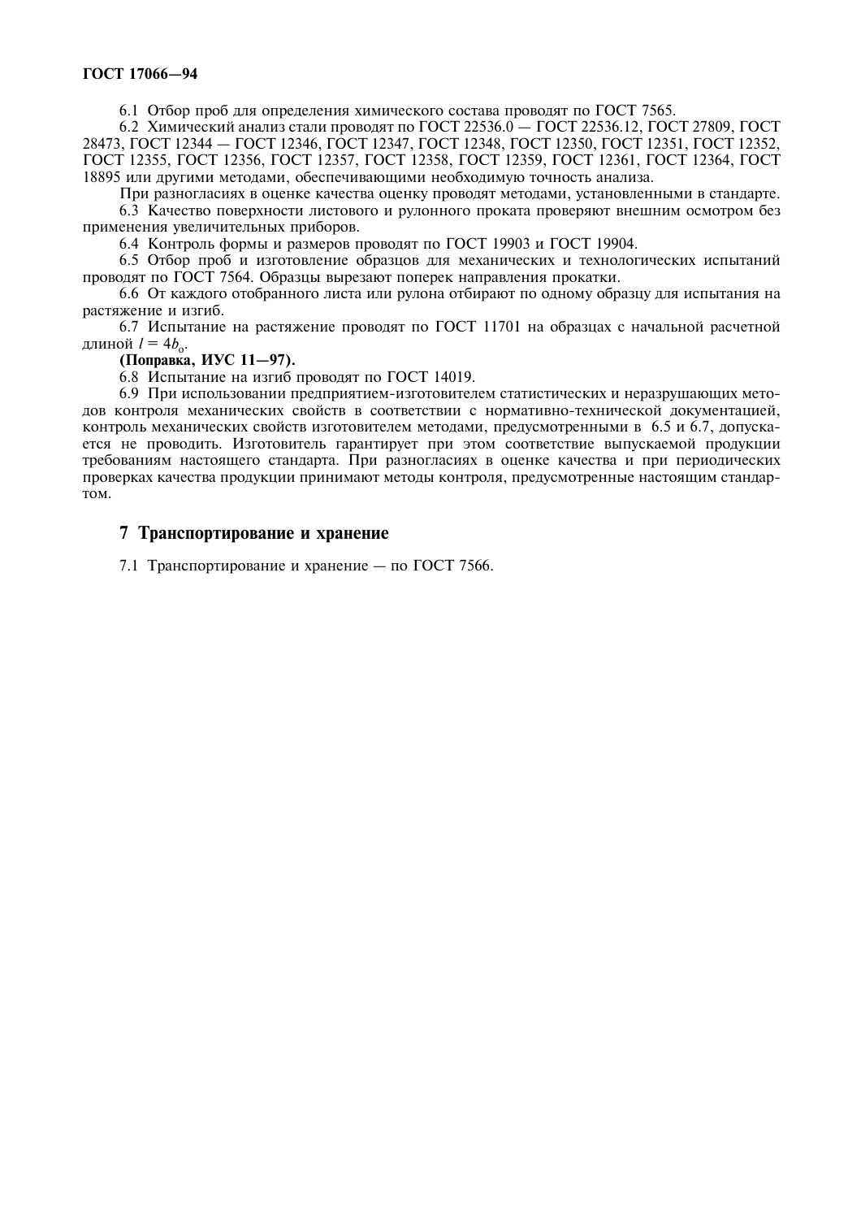6.1 Отбор проб для определения химического состава проводят по ГОСТ 7565.

6.2 Химический анализ стали проводят по ГОСТ 22536.0 — ГОСТ 22536.12, ГОСТ 27809, ГОСТ 28473, ГОСТ 12344 — ГОСТ 12346, ГОСТ 12347, ГОСТ 12348, ГОСТ 12350, ГОСТ 12351, ГОСТ 12352, ГОСТ 12355, ГОСТ 12356, ГОСТ 12357, ГОСТ 12358, ГОСТ 12359, ГОСТ 12361, ГОСТ 12364, ГОСТ 18895 или другими методами, обеспечивающими необходимую точность анализа.

При разногласиях в оценке качества оценку проводят методами, установленными в стандарте.

6.3 Качество поверхности листового и рулонного проката проверяют внешним осмотром без применения увеличительных приборов.

6.4 Контроль формы и размеров проводят по ГОСТ 19903 и ГОСТ 19904.

6.5 Отбор проб и изготовление образцов для механических и технологических испытаний проводят по ГОСТ 7564. Образцы вырезают поперек направления прокатки.

6.6 От каждого отобранного листа или рулона отбирают по одному образцу для испытания на растяжение и изгиб.

6.7 Испытание на растяжение проводят по ГОСТ 11701 на образцах с начальной расчетной длиной $l = 4b_o$.

**(Поправка, ИУС 11—97).**

6.8 Испытание на изгиб проводят по ГОСТ 14019.

6.9 При использовании предприятием-изготовителем статистических и неразрушающих методов контроля механических свойств в соответствии с нормативно-технической документацией, контроль механических свойств изготовителем методами, предусмотренными в 6.5 и 6.7, допускается не проводить. Изготовитель гарантирует при этом соответствие выпускаемой продукции требованиям настоящего стандарта. При разногласиях в оценке качества и при периодических проверках качества продукции принимают методы контроля, предусмотренные настоящим стандартом.

## 7 Транспортирование и хранение

7.1 Транспортирование и хранение — по ГОСТ 7566.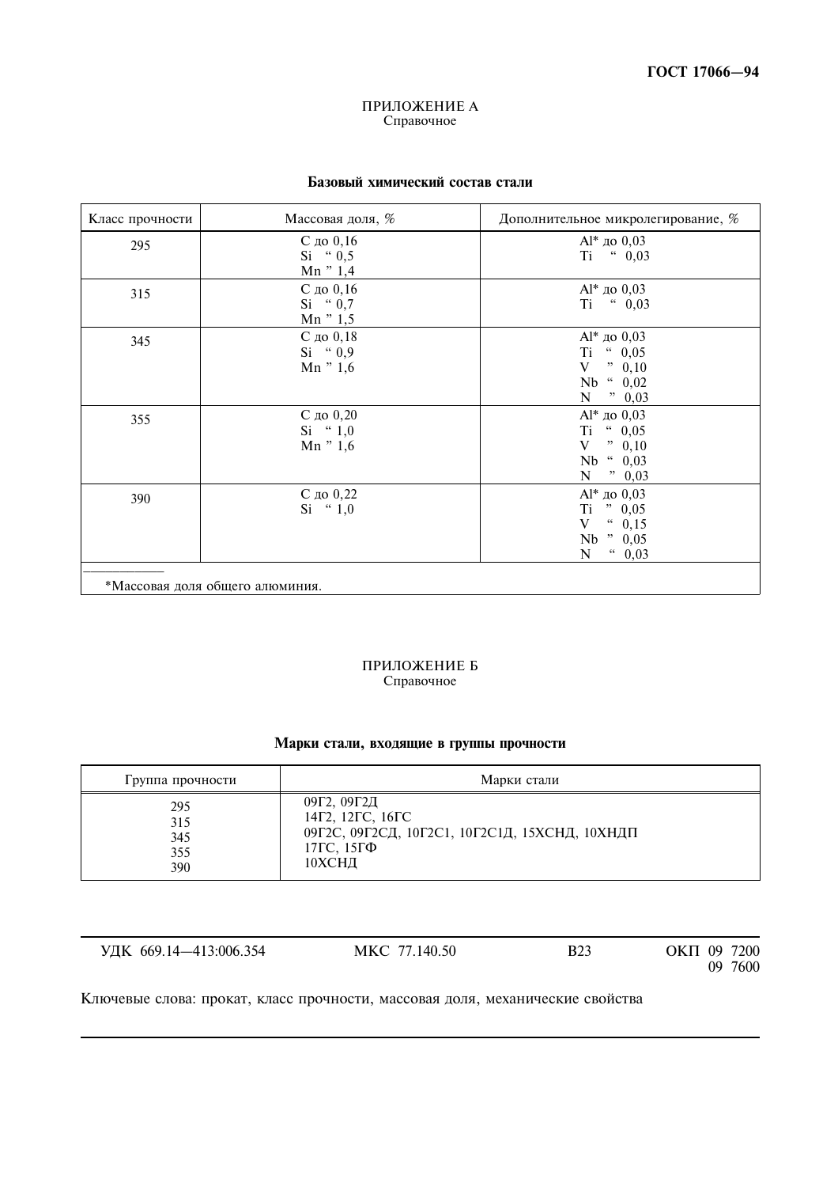ПРИЛОЖЕНИЕ А
Справочное

### Базовый химический состав стали

| Класс прочности | Массовая доля, % | Дополнительное микролегирование, % |
|---|---|---|
| 295 | C до 0,16<br>Si " 0,5<br>Mn " 1,4 | Al* до 0,03<br>Ti " 0,03 |
| 315 | C до 0,16<br>Si " 0,7<br>Mn " 1,5 | Al* до 0,03<br>Ti " 0,03 |
| 345 | C до 0,18<br>Si " 0,9<br>Mn " 1,6 | Al* до 0,03<br>Ti " 0,05<br>V " 0,10<br>Nb " 0,02<br>N " 0,03 |
| 355 | C до 0,20<br>Si " 1,0<br>Mn " 1,6 | Al* до 0,03<br>Ti " 0,05<br>V " 0,10<br>Nb " 0,03<br>N " 0,03 |
| 390 | C до 0,22<br>Si " 1,0 | Al* до 0,03<br>Ti " 0,05<br>V " 0,15<br>Nb " 0,05<br>N " 0,03 |

*Массовая доля общего алюминия.

ПРИЛОЖЕНИЕ Б
Справочное

### Марки стали, входящие в группы прочности

| Группа прочности | Марки стали |
|---|---|
| 295 | 09Г2, 09Г2Д |
| 315 | 14Г2, 12ГС, 16ГС |
| 345 | 09Г2С, 09Г2СД, 10Г2С1, 10Г2С1Д, 15ХСНД, 10ХНДП |
| 355 | 17ГС, 15ГФ |
| 390 | 10ХСНД |

УДК 669.14—413:006.354 МКС 77.140.50 В23 ОКП 09 7200 09 7600

Ключевые слова: прокат, класс прочности, массовая доля, механические свойства